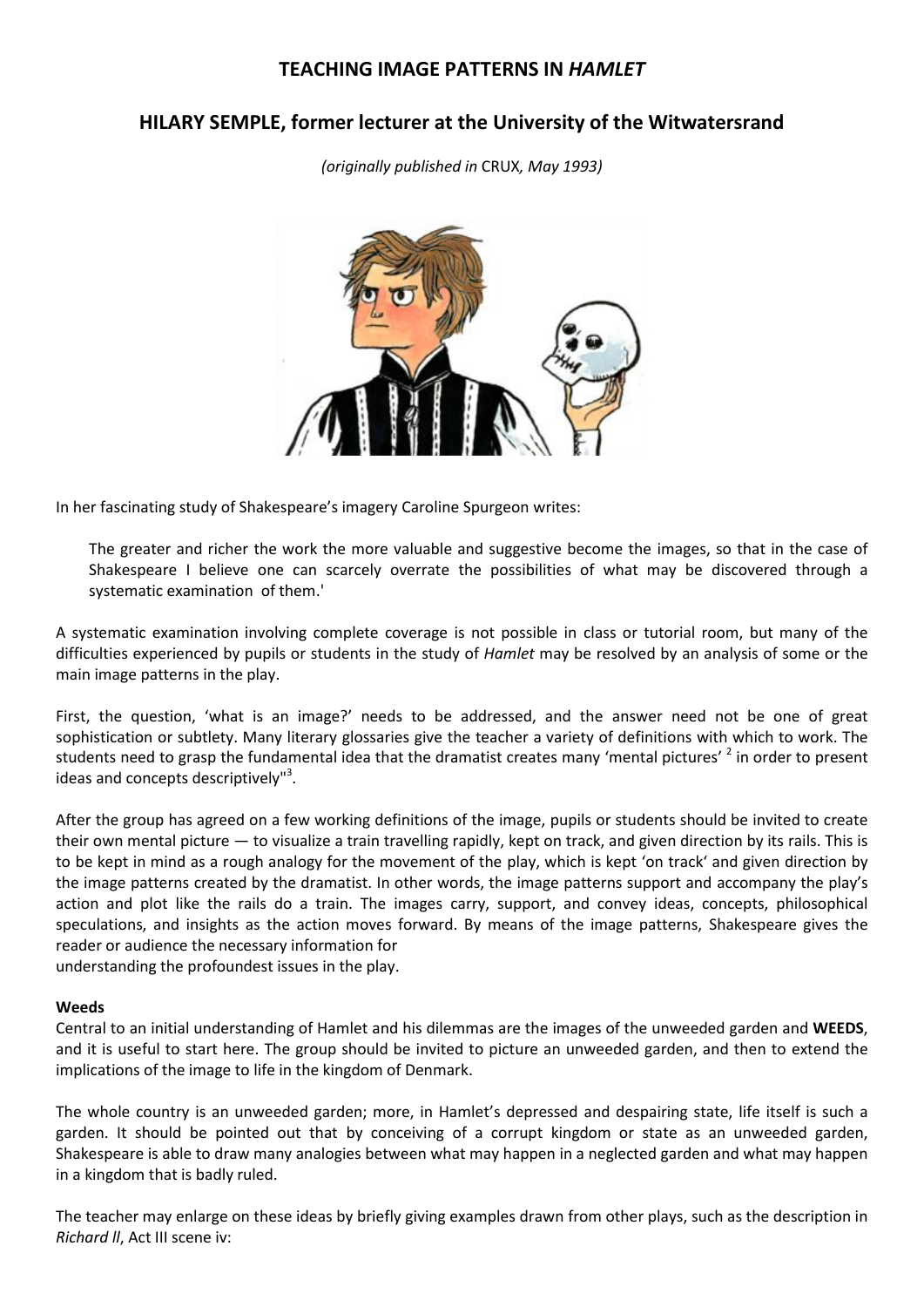# TEACHING IMAGE PATTERNS IN *HAMLET*

## HILARY SEMPLE, former lecturer at the University of the Witwatersrand

*(originally published in* CRUX*, May 1993)*

In her fascinating study of Shakespeare's imagery Caroline Spurgeon writes:

> The greater and richer the work the more valuable and suggestive become the images, so that in the case of Shakespeare I believe one can scarcely overrate the possibilities of what may be discovered through a systematic examination of them.'

A systematic examination involving complete coverage is not possible in class or tutorial room, but many of the difficulties experienced by pupils or students in the study of *Hamlet* may be resolved by an analysis of some or the main image patterns in the play.

First, the question, 'what is an image?' needs to be addressed, and the answer need not be one of great sophistication or subtlety. Many literary glossaries give the teacher a variety of definitions with which to work. The students need to grasp the fundamental idea that the dramatist creates many 'mental pictures' [2] in order to present ideas and concepts descriptively"[3].

After the group has agreed on a few working definitions of the image, pupils or students should be invited to create their own mental picture — to visualize a train travelling rapidly, kept on track, and given direction by its rails. This is to be kept in mind as a rough analogy for the movement of the play, which is kept 'on track' and given direction by the image patterns created by the dramatist. In other words, the image patterns support and accompany the play's action and plot like the rails do a train. The images carry, support, and convey ideas, concepts, philosophical speculations, and insights as the action moves forward. By means of the image patterns, Shakespeare gives the reader or audience the necessary information for understanding the profoundest issues in the play.

**Weeds**

Central to an initial understanding of Hamlet and his dilemmas are the images of the unweeded garden and **WEEDS**, and it is useful to start here. The group should be invited to picture an unweeded garden, and then to extend the implications of the image to life in the kingdom of Denmark.

The whole country is an unweeded garden; more, in Hamlet's depressed and despairing state, life itself is such a garden. It should be pointed out that by conceiving of a corrupt kingdom or state as an unweeded garden, Shakespeare is able to draw many analogies between what may happen in a neglected garden and what may happen in a kingdom that is badly ruled.

The teacher may enlarge on these ideas by briefly giving examples drawn from other plays, such as the description in *Richard ll*, Act III scene iv: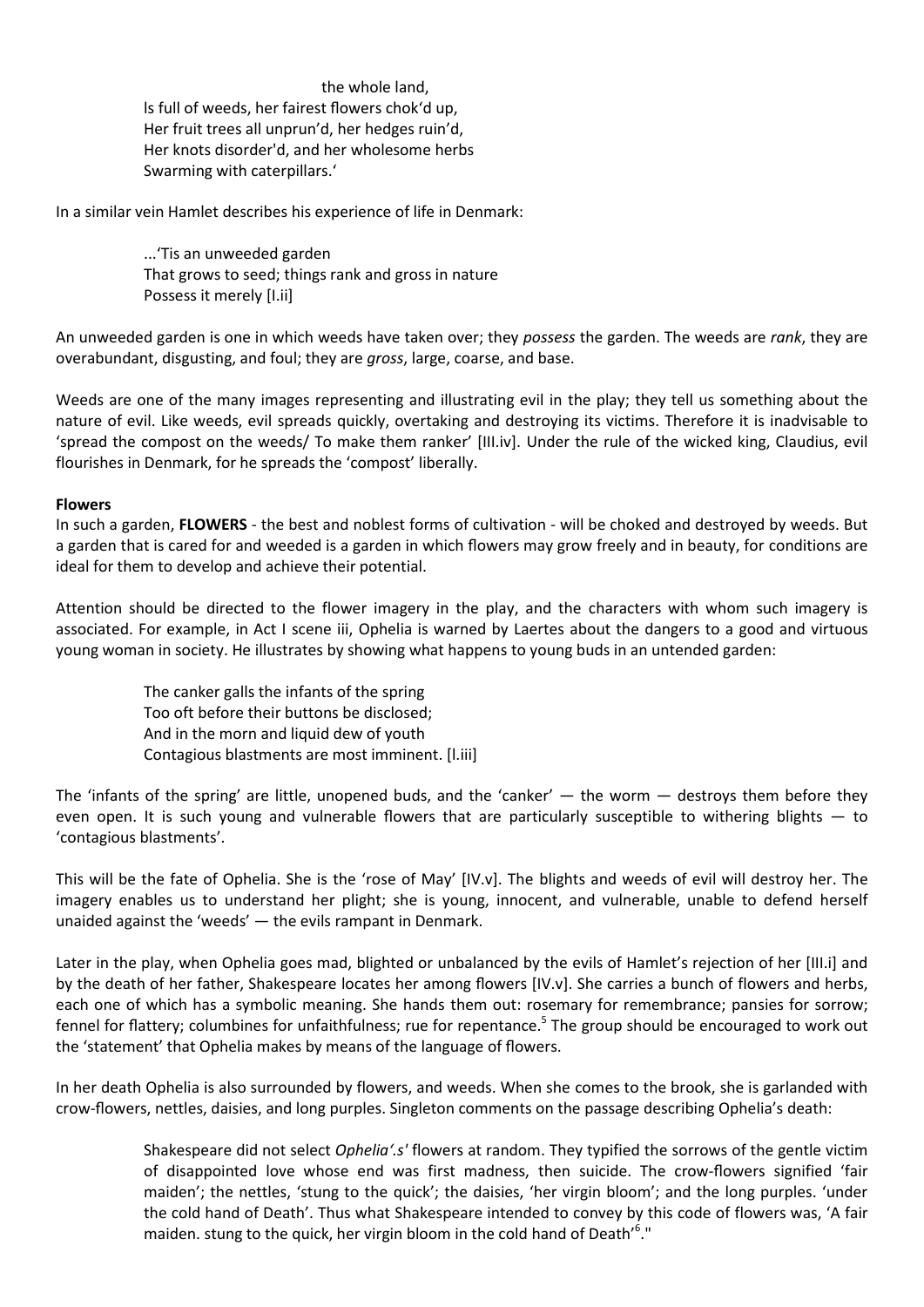the whole land,
Is full of weeds, her fairest flowers chok'd up,
Her fruit trees all unprun'd, her hedges ruin'd,
Her knots disorder'd, and her wholesome herbs
Swarming with caterpillars.'

In a similar vein Hamlet describes his experience of life in Denmark:

> ...'Tis an unweeded garden
> That grows to seed; things rank and gross in nature
> Possess it merely [I.ii]

An unweeded garden is one in which weeds have taken over; they *possess* the garden. The weeds are *rank*, they are overabundant, disgusting, and foul; they are *gross*, large, coarse, and base.

Weeds are one of the many images representing and illustrating evil in the play; they tell us something about the nature of evil. Like weeds, evil spreads quickly, overtaking and destroying its victims. Therefore it is inadvisable to 'spread the compost on the weeds/ To make them ranker' [III.iv]. Under the rule of the wicked king, Claudius, evil flourishes in Denmark, for he spreads the 'compost' liberally.

**Flowers**

In such a garden, **FLOWERS** - the best and noblest forms of cultivation - will be choked and destroyed by weeds. But a garden that is cared for and weeded is a garden in which flowers may grow freely and in beauty, for conditions are ideal for them to develop and achieve their potential.

Attention should be directed to the flower imagery in the play, and the characters with whom such imagery is associated. For example, in Act I scene iii, Ophelia is warned by Laertes about the dangers to a good and virtuous young woman in society. He illustrates by showing what happens to young buds in an untended garden:

> The canker galls the infants of the spring
> Too oft before their buttons be disclosed;
> And in the morn and liquid dew of youth
> Contagious blastments are most imminent. [I.iii]

The 'infants of the spring' are little, unopened buds, and the 'canker' — the worm — destroys them before they even open. It is such young and vulnerable flowers that are particularly susceptible to withering blights — to 'contagious blastments'.

This will be the fate of Ophelia. She is the 'rose of May' [IV.v]. The blights and weeds of evil will destroy her. The imagery enables us to understand her plight; she is young, innocent, and vulnerable, unable to defend herself unaided against the 'weeds' — the evils rampant in Denmark.

Later in the play, when Ophelia goes mad, blighted or unbalanced by the evils of Hamlet's rejection of her [III.i] and by the death of her father, Shakespeare locates her among flowers [IV.v]. She carries a bunch of flowers and herbs, each one of which has a symbolic meaning. She hands them out: rosemary for remembrance; pansies for sorrow; fennel for flattery; columbines for unfaithfulness; rue for repentance.[5] The group should be encouraged to work out the 'statement' that Ophelia makes by means of the language of flowers.

In her death Ophelia is also surrounded by flowers, and weeds. When she comes to the brook, she is garlanded with crow-flowers, nettles, daisies, and long purples. Singleton comments on the passage describing Ophelia's death:

> Shakespeare did not select *Ophelia'.s'* flowers at random. They typified the sorrows of the gentle victim of disappointed love whose end was first madness, then suicide. The crow-flowers signified 'fair maiden'; the nettles, 'stung to the quick'; the daisies, 'her virgin bloom'; and the long purples. 'under the cold hand of Death'. Thus what Shakespeare intended to convey by this code of flowers was, 'A fair maiden. stung to the quick, her virgin bloom in the cold hand of Death'[6]."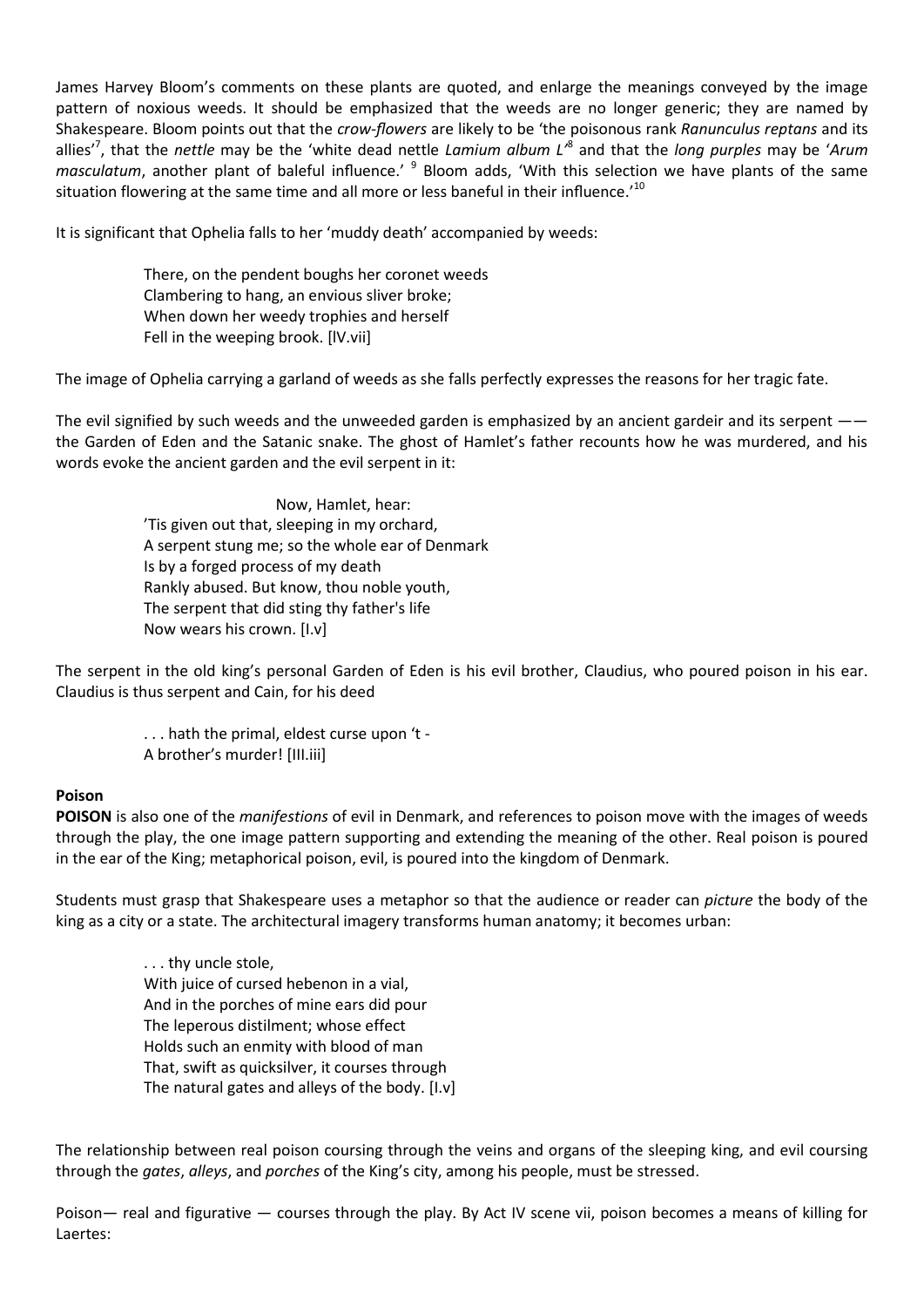James Harvey Bloom's comments on these plants are quoted, and enlarge the meanings conveyed by the image pattern of noxious weeds. It should be emphasized that the weeds are no longer generic; they are named by Shakespeare. Bloom points out that the *crow-flowers* are likely to be 'the poisonous rank *Ranunculus reptans* and its allies'[7], that the *nettle* may be the 'white dead nettle *Lamium album L*'[8] and that the *long purples* may be '*Arum masculatum*, another plant of baleful influence.' [9] Bloom adds, 'With this selection we have plants of the same situation flowering at the same time and all more or less baneful in their influence.'[10]

It is significant that Ophelia falls to her 'muddy death' accompanied by weeds:

> There, on the pendent boughs her coronet weeds
> Clambering to hang, an envious sliver broke;
> When down her weedy trophies and herself
> Fell in the weeping brook. [lV.vii]

The image of Ophelia carrying a garland of weeds as she falls perfectly expresses the reasons for her tragic fate.

The evil signified by such weeds and the unweeded garden is emphasized by an ancient gardeir and its serpent —— the Garden of Eden and the Satanic snake. The ghost of Hamlet's father recounts how he was murdered, and his words evoke the ancient garden and the evil serpent in it:

> Now, Hamlet, hear:
> 'Tis given out that, sleeping in my orchard,
> A serpent stung me; so the whole ear of Denmark
> Is by a forged process of my death
> Rankly abused. But know, thou noble youth,
> The serpent that did sting thy father's life
> Now wears his crown. [I.v]

The serpent in the old king's personal Garden of Eden is his evil brother, Claudius, who poured poison in his ear. Claudius is thus serpent and Cain, for his deed

> . . . hath the primal, eldest curse upon 't -
> A brother's murder! [III.iii]

**Poison**

**POISON** is also one of the *manifestions* of evil in Denmark, and references to poison move with the images of weeds through the play, the one image pattern supporting and extending the meaning of the other. Real poison is poured in the ear of the King; metaphorical poison, evil, is poured into the kingdom of Denmark.

Students must grasp that Shakespeare uses a metaphor so that the audience or reader can *picture* the body of the king as a city or a state. The architectural imagery transforms human anatomy; it becomes urban:

> . . . thy uncle stole,
> With juice of cursed hebenon in a vial,
> And in the porches of mine ears did pour
> The leperous distilment; whose effect
> Holds such an enmity with blood of man
> That, swift as quicksilver, it courses through
> The natural gates and alleys of the body. [I.v]

The relationship between real poison coursing through the veins and organs of the sleeping king, and evil coursing through the *gates*, *alleys*, and *porches* of the King's city, among his people, must be stressed.

Poison— real and figurative — courses through the play. By Act IV scene vii, poison becomes a means of killing for Laertes: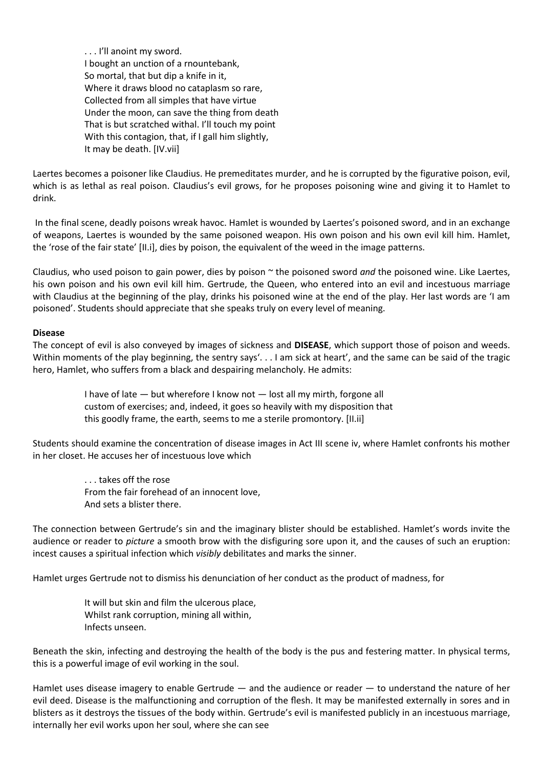> . . . I'll anoint my sword.
> I bought an unction of a rnountebank,
> So mortal, that but dip a knife in it,
> Where it draws blood no cataplasm so rare,
> Collected from all simples that have virtue
> Under the moon, can save the thing from death
> That is but scratched withal. I'll touch my point
> With this contagion, that, if I gall him slightly,
> It may be death. [IV.vii]

Laertes becomes a poisoner like Claudius. He premeditates murder, and he is corrupted by the figurative poison, evil, which is as lethal as real poison. Claudius's evil grows, for he proposes poisoning wine and giving it to Hamlet to drink.

In the final scene, deadly poisons wreak havoc. Hamlet is wounded by Laertes's poisoned sword, and in an exchange of weapons, Laertes is wounded by the same poisoned weapon. His own poison and his own evil kill him. Hamlet, the 'rose of the fair state' [II.i], dies by poison, the equivalent of the weed in the image patterns.

Claudius, who used poison to gain power, dies by poison ~ the poisoned sword *and* the poisoned wine. Like Laertes, his own poison and his own evil kill him. Gertrude, the Queen, who entered into an evil and incestuous marriage with Claudius at the beginning of the play, drinks his poisoned wine at the end of the play. Her last words are 'I am poisoned'. Students should appreciate that she speaks truly on every level of meaning.

**Disease**

The concept of evil is also conveyed by images of sickness and **DISEASE**, which support those of poison and weeds. Within moments of the play beginning, the sentry says'. . . I am sick at heart', and the same can be said of the tragic hero, Hamlet, who suffers from a black and despairing melancholy. He admits:

> I have of late — but wherefore I know not — lost all my mirth, forgone all custom of exercises; and, indeed, it goes so heavily with my disposition that this goodly frame, the earth, seems to me a sterile promontory. [II.ii]

Students should examine the concentration of disease images in Act III scene iv, where Hamlet confronts his mother in her closet. He accuses her of incestuous love which

> . . . takes off the rose
> From the fair forehead of an innocent love,
> And sets a blister there.

The connection between Gertrude's sin and the imaginary blister should be established. Hamlet's words invite the audience or reader to *picture* a smooth brow with the disfiguring sore upon it, and the causes of such an eruption: incest causes a spiritual infection which *visibly* debilitates and marks the sinner.

Hamlet urges Gertrude not to dismiss his denunciation of her conduct as the product of madness, for

> It will but skin and film the ulcerous place,
> Whilst rank corruption, mining all within,
> Infects unseen.

Beneath the skin, infecting and destroying the health of the body is the pus and festering matter. In physical terms, this is a powerful image of evil working in the soul.

Hamlet uses disease imagery to enable Gertrude — and the audience or reader — to understand the nature of her evil deed. Disease is the malfunctioning and corruption of the flesh. It may be manifested externally in sores and in blisters as it destroys the tissues of the body within. Gertrude's evil is manifested publicly in an incestuous marriage, internally her evil works upon her soul, where she can see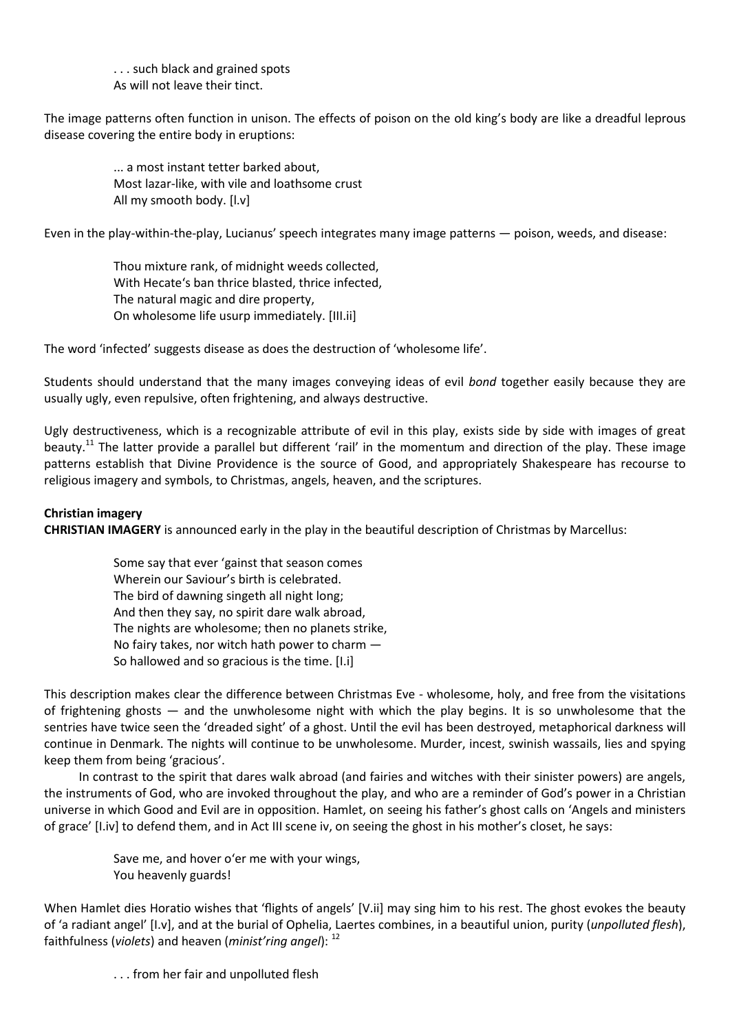> . . . such black and grained spots
> As will not leave their tinct.

The image patterns often function in unison. The effects of poison on the old king's body are like a dreadful leprous disease covering the entire body in eruptions:

> ... a most instant tetter barked about,
> Most lazar-like, with vile and loathsome crust
> All my smooth body. [l.v]

Even in the play-within-the-play, Lucianus' speech integrates many image patterns — poison, weeds, and disease:

> Thou mixture rank, of midnight weeds collected,
> With Hecate's ban thrice blasted, thrice infected,
> The natural magic and dire property,
> On wholesome life usurp immediately. [III.ii]

The word 'infected' suggests disease as does the destruction of 'wholesome life'.

Students should understand that the many images conveying ideas of evil *bond* together easily because they are usually ugly, even repulsive, often frightening, and always destructive.

Ugly destructiveness, which is a recognizable attribute of evil in this play, exists side by side with images of great beauty.[11] The latter provide a parallel but different 'rail' in the momentum and direction of the play. These image patterns establish that Divine Providence is the source of Good, and appropriately Shakespeare has recourse to religious imagery and symbols, to Christmas, angels, heaven, and the scriptures.

**Christian imagery**

**CHRISTIAN IMAGERY** is announced early in the play in the beautiful description of Christmas by Marcellus:

> Some say that ever 'gainst that season comes
> Wherein our Saviour's birth is celebrated.
> The bird of dawning singeth all night long;
> And then they say, no spirit dare walk abroad,
> The nights are wholesome; then no planets strike,
> No fairy takes, nor witch hath power to charm —
> So hallowed and so gracious is the time. [I.i]

This description makes clear the difference between Christmas Eve - wholesome, holy, and free from the visitations of frightening ghosts — and the unwholesome night with which the play begins. It is so unwholesome that the sentries have twice seen the 'dreaded sight' of a ghost. Until the evil has been destroyed, metaphorical darkness will continue in Denmark. The nights will continue to be unwholesome. Murder, incest, swinish wassails, lies and spying keep them from being 'gracious'.

In contrast to the spirit that dares walk abroad (and fairies and witches with their sinister powers) are angels, the instruments of God, who are invoked throughout the play, and who are a reminder of God's power in a Christian universe in which Good and Evil are in opposition. Hamlet, on seeing his father's ghost calls on 'Angels and ministers of grace' [I.iv] to defend them, and in Act III scene iv, on seeing the ghost in his mother's closet, he says:

> Save me, and hover o'er me with your wings,
> You heavenly guards!

When Hamlet dies Horatio wishes that 'flights of angels' [V.ii] may sing him to his rest. The ghost evokes the beauty of 'a radiant angel' [I.v], and at the burial of Ophelia, Laertes combines, in a beautiful union, purity (*unpolluted flesh*), faithfulness (*violets*) and heaven (*minist'ring angel*): [12]

> . . . from her fair and unpolluted flesh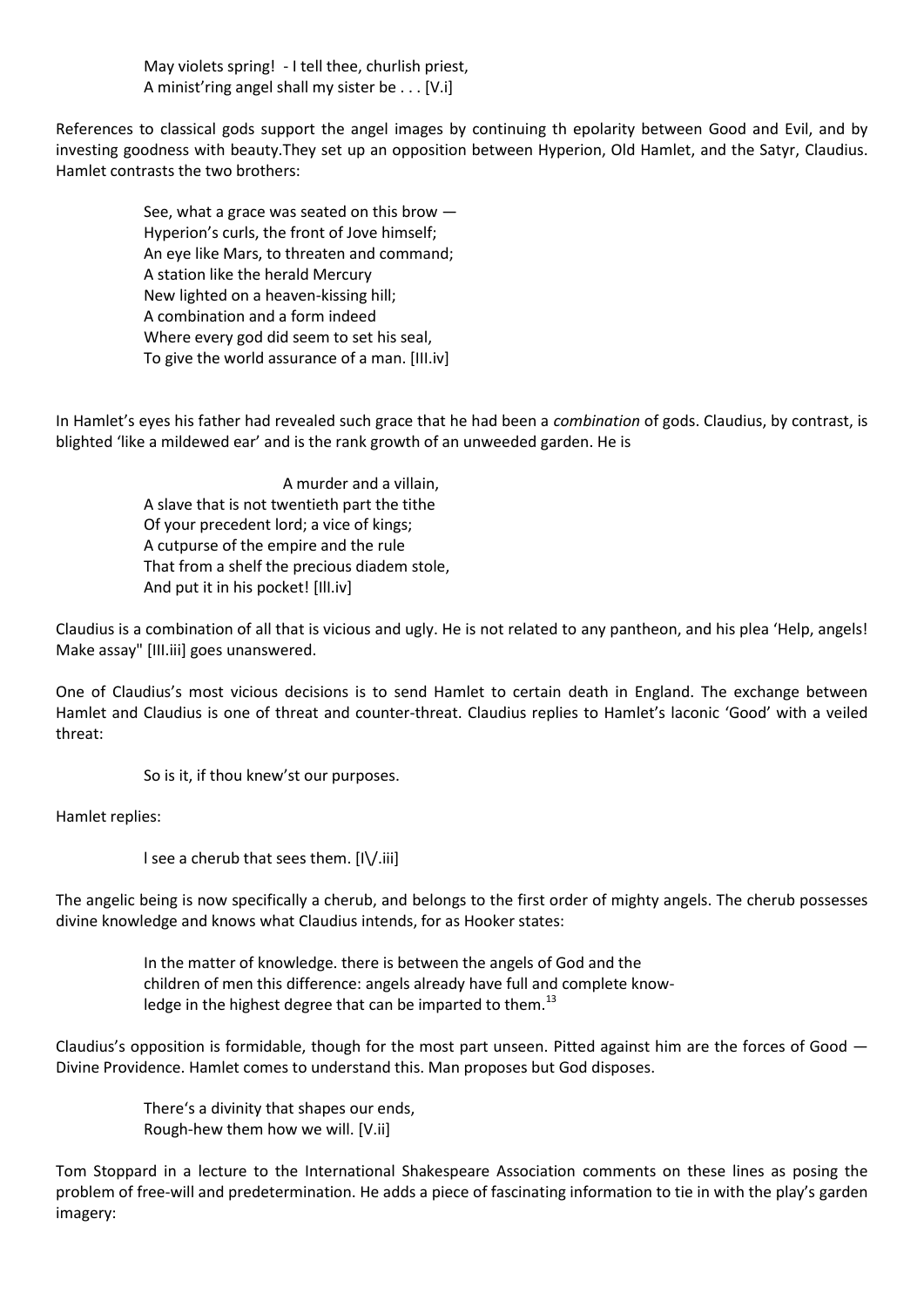> May violets spring! - I tell thee, churlish priest,
> A minist'ring angel shall my sister be . . . [V.i]

References to classical gods support the angel images by continuing th epolarity between Good and Evil, and by investing goodness with beauty.They set up an opposition between Hyperion, Old Hamlet, and the Satyr, Claudius. Hamlet contrasts the two brothers:

> See, what a grace was seated on this brow —
> Hyperion's curls, the front of Jove himself;
> An eye like Mars, to threaten and command;
> A station like the herald Mercury
> New lighted on a heaven-kissing hill;
> A combination and a form indeed
> Where every god did seem to set his seal,
> To give the world assurance of a man. [III.iv]

In Hamlet's eyes his father had revealed such grace that he had been a *combination* of gods. Claudius, by contrast, is blighted 'like a mildewed ear' and is the rank growth of an unweeded garden. He is

> A murder and a villain,
> A slave that is not twentieth part the tithe
> Of your precedent lord; a vice of kings;
> A cutpurse of the empire and the rule
> That from a shelf the precious diadem stole,
> And put it in his pocket! [III.iv]

Claudius is a combination of all that is vicious and ugly. He is not related to any pantheon, and his plea 'Help, angels! Make assay" [III.iii] goes unanswered.

One of Claudius's most vicious decisions is to send Hamlet to certain death in England. The exchange between Hamlet and Claudius is one of threat and counter-threat. Claudius replies to Hamlet's laconic 'Good' with a veiled threat:

> So is it, if thou knew'st our purposes.

Hamlet replies:

> I see a cherub that sees them. [I\/.iii]

The angelic being is now specifically a cherub, and belongs to the first order of mighty angels. The cherub possesses divine knowledge and knows what Claudius intends, for as Hooker states:

> In the matter of knowledge. there is between the angels of God and the
> children of men this difference: angels already have full and complete know-
> ledge in the highest degree that can be imparted to them.[13]

Claudius's opposition is formidable, though for the most part unseen. Pitted against him are the forces of Good — Divine Providence. Hamlet comes to understand this. Man proposes but God disposes.

> There's a divinity that shapes our ends,
> Rough-hew them how we will. [V.ii]

Tom Stoppard in a lecture to the International Shakespeare Association comments on these lines as posing the problem of free-will and predetermination. He adds a piece of fascinating information to tie in with the play's garden imagery: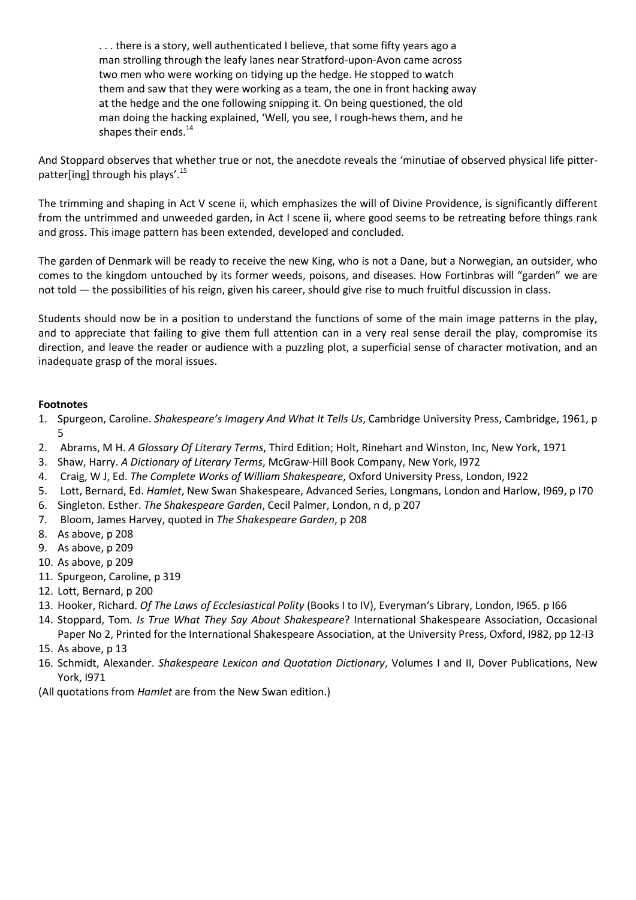> . . . there is a story, well authenticated I believe, that some fifty years ago a man strolling through the leafy lanes near Stratford-upon-Avon came across two men who were working on tidying up the hedge. He stopped to watch them and saw that they were working as a team, the one in front hacking away at the hedge and the one following snipping it. On being questioned, the old man doing the hacking explained, 'Well, you see, I rough-hews them, and he shapes their ends.[14]

And Stoppard observes that whether true or not, the anecdote reveals the 'minutiae of observed physical life pitter-patter[ing] through his plays'.[15]

The trimming and shaping in Act V scene ii, which emphasizes the will of Divine Providence, is significantly different from the untrimmed and unweeded garden, in Act I scene ii, where good seems to be retreating before things rank and gross. This image pattern has been extended, developed and concluded.

The garden of Denmark will be ready to receive the new King, who is not a Dane, but a Norwegian, an outsider, who comes to the kingdom untouched by its former weeds, poisons, and diseases. How Fortinbras will "garden" we are not told — the possibilities of his reign, given his career, should give rise to much fruitful discussion in class.

Students should now be in a position to understand the functions of some of the main image patterns in the play, and to appreciate that failing to give them full attention can in a very real sense derail the play, compromise its direction, and leave the reader or audience with a puzzling plot, a superficial sense of character motivation, and an inadequate grasp of the moral issues.

**Footnotes**

1. Spurgeon, Caroline. *Shakespeare's Imagery And What It Tells Us*, Cambridge University Press, Cambridge, 1961, p 5
2. Abrams, M H. *A Glossary Of Literary Terms*, Third Edition; Holt, Rinehart and Winston, Inc, New York, 1971
3. Shaw, Harry. *A Dictionary of Literary Terms*, McGraw-Hill Book Company, New York, I972
4. Craig, W J, Ed. *The Complete Works of William Shakespeare*, Oxford University Press, London, I922
5. Lott, Bernard, Ed. *Hamlet*, New Swan Shakespeare, Advanced Series, Longmans, London and Harlow, I969, p I70
6. Singleton. Esther. *The Shakespeare Garden*, Cecil Palmer, London, n d, p 207
7. Bloom, James Harvey, quoted in *The Shakespeare Garden*, p 208
8. As above, p 208
9. As above, p 209
10. As above, p 209
11. Spurgeon, Caroline, p 319
12. Lott, Bernard, p 200
13. Hooker, Richard. *Of The Laws of Ecclesiastical Polity* (Books I to IV), Everyman's Library, London, I965. p I66
14. Stoppard, Tom. *Is True What They Say About Shakespeare*? International Shakespeare Association, Occasional Paper No 2, Printed for the International Shakespeare Association, at the University Press, Oxford, I982, pp 12-I3
15. As above, p 13
16. Schmidt, Alexander. *Shakespeare Lexicon and Quotation Dictionary*, Volumes I and II, Dover Publications, New York, I971

(All quotations from *Hamlet* are from the New Swan edition.)